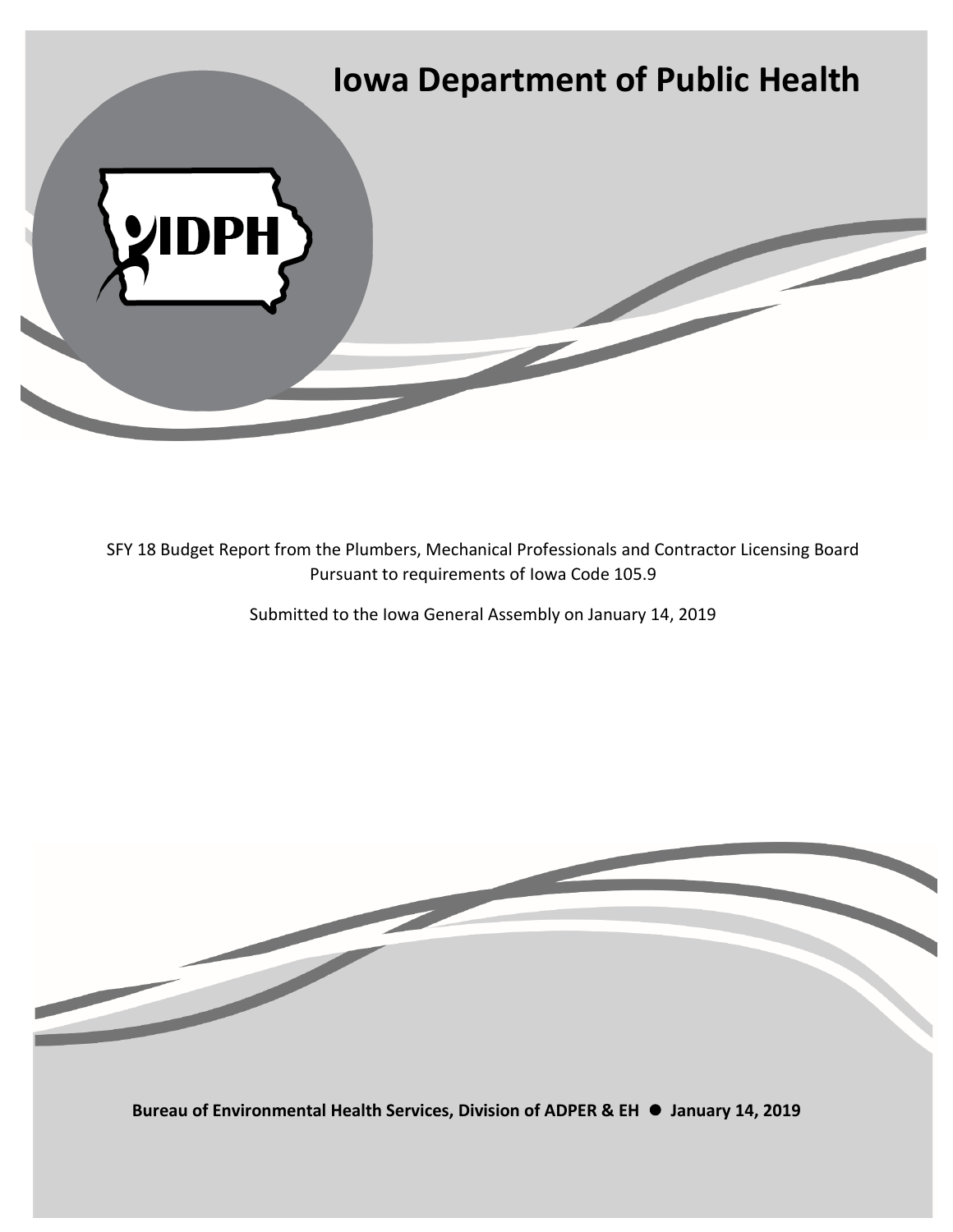# Iowa Department of Public Health

IDPH

SFY 18 Budget Report from the Plumbers, Mechanical Professionals and Contractor Licensing Board
Pursuant to requirements of Iowa Code 105.9

Submitted to the Iowa General Assembly on January 14, 2019

**Bureau of Environmental Health Services, Division of ADPER & EH ● January 14, 2019**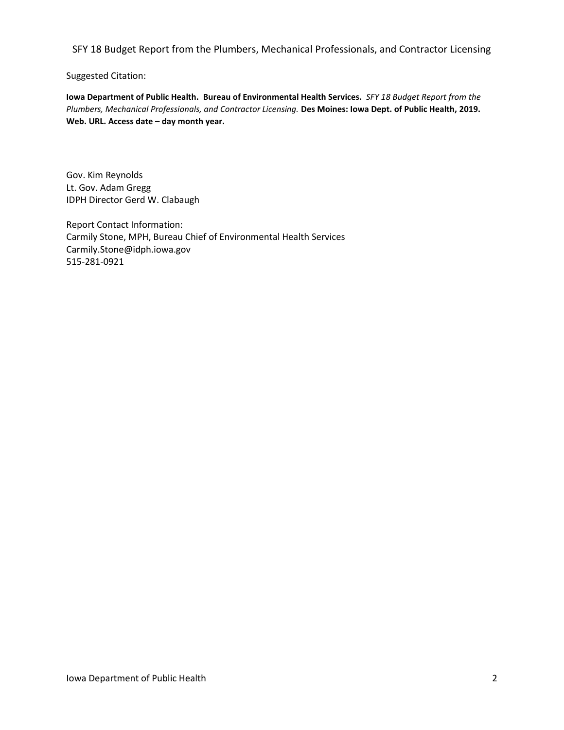Suggested Citation:

**Iowa Department of Public Health. Bureau of Environmental Health Services.** *SFY 18 Budget Report from the Plumbers, Mechanical Professionals, and Contractor Licensing.* **Des Moines: Iowa Dept. of Public Health, 2019. Web. URL. Access date – day month year.**

Gov. Kim Reynolds
Lt. Gov. Adam Gregg
IDPH Director Gerd W. Clabaugh

Report Contact Information:
Carmily Stone, MPH, Bureau Chief of Environmental Health Services
Carmily.Stone@idph.iowa.gov
515-281-0921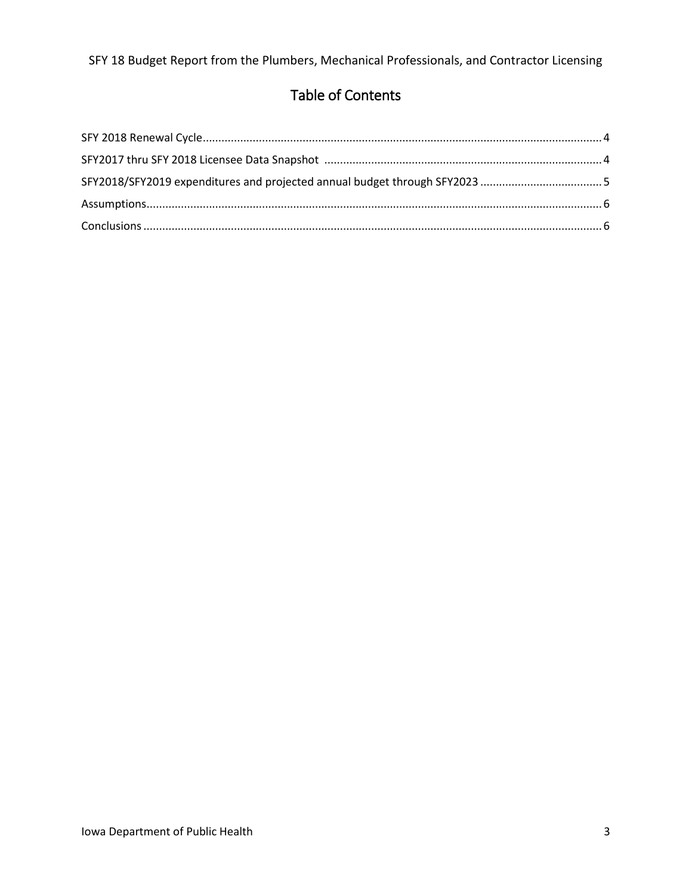# Table of Contents

SFY 2018 Renewal Cycle........................................................................................................................4

SFY2017 thru SFY 2018 Licensee Data Snapshot ........................................................................................4

SFY2018/SFY2019 expenditures and projected annual budget through SFY2023 ......................................5

Assumptions..............................................................................................................................................6

Conclusions ...............................................................................................................................................6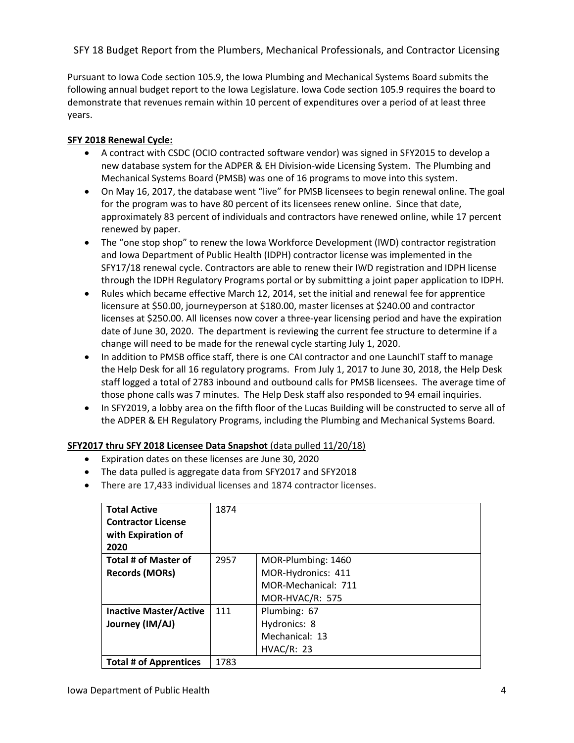# SFY 18 Budget Report from the Plumbers, Mechanical Professionals, and Contractor Licensing

Pursuant to Iowa Code section 105.9, the Iowa Plumbing and Mechanical Systems Board submits the following annual budget report to the Iowa Legislature. Iowa Code section 105.9 requires the board to demonstrate that revenues remain within 10 percent of expenditures over a period of at least three years.

## SFY 2018 Renewal Cycle:

- A contract with CSDC (OCIO contracted software vendor) was signed in SFY2015 to develop a new database system for the ADPER & EH Division-wide Licensing System. The Plumbing and Mechanical Systems Board (PMSB) was one of 16 programs to move into this system.
- On May 16, 2017, the database went "live" for PMSB licensees to begin renewal online. The goal for the program was to have 80 percent of its licensees renew online. Since that date, approximately 83 percent of individuals and contractors have renewed online, while 17 percent renewed by paper.
- The "one stop shop" to renew the Iowa Workforce Development (IWD) contractor registration and Iowa Department of Public Health (IDPH) contractor license was implemented in the SFY17/18 renewal cycle. Contractors are able to renew their IWD registration and IDPH license through the IDPH Regulatory Programs portal or by submitting a joint paper application to IDPH.
- Rules which became effective March 12, 2014, set the initial and renewal fee for apprentice licensure at $50.00, journeyperson at $180.00, master licenses at $240.00 and contractor licenses at $250.00. All licenses now cover a three-year licensing period and have the expiration date of June 30, 2020. The department is reviewing the current fee structure to determine if a change will need to be made for the renewal cycle starting July 1, 2020.
- In addition to PMSB office staff, there is one CAI contractor and one LaunchIT staff to manage the Help Desk for all 16 regulatory programs. From July 1, 2017 to June 30, 2018, the Help Desk staff logged a total of 2783 inbound and outbound calls for PMSB licensees. The average time of those phone calls was 7 minutes. The Help Desk staff also responded to 94 email inquiries.
- In SFY2019, a lobby area on the fifth floor of the Lucas Building will be constructed to serve all of the ADPER & EH Regulatory Programs, including the Plumbing and Mechanical Systems Board.

## SFY2017 thru SFY 2018 Licensee Data Snapshot (data pulled 11/20/18)

- Expiration dates on these licenses are June 30, 2020
- The data pulled is aggregate data from SFY2017 and SFY2018
- There are 17,433 individual licenses and 1874 contractor licenses.

| | | |
|---|---|---|
| **Total Active Contractor License with Expiration of 2020** | 1874 | |
| **Total # of Master of Records (MORs)** | 2957 | MOR-Plumbing: 1460<br>MOR-Hydronics: 411<br>MOR-Mechanical: 711<br>MOR-HVAC/R: 575 |
| **Inactive Master/Active Journey (IM/AJ)** | 111 | Plumbing: 67<br>Hydronics: 8<br>Mechanical: 13<br>HVAC/R: 23 |
| **Total # of Apprentices** | 1783 | |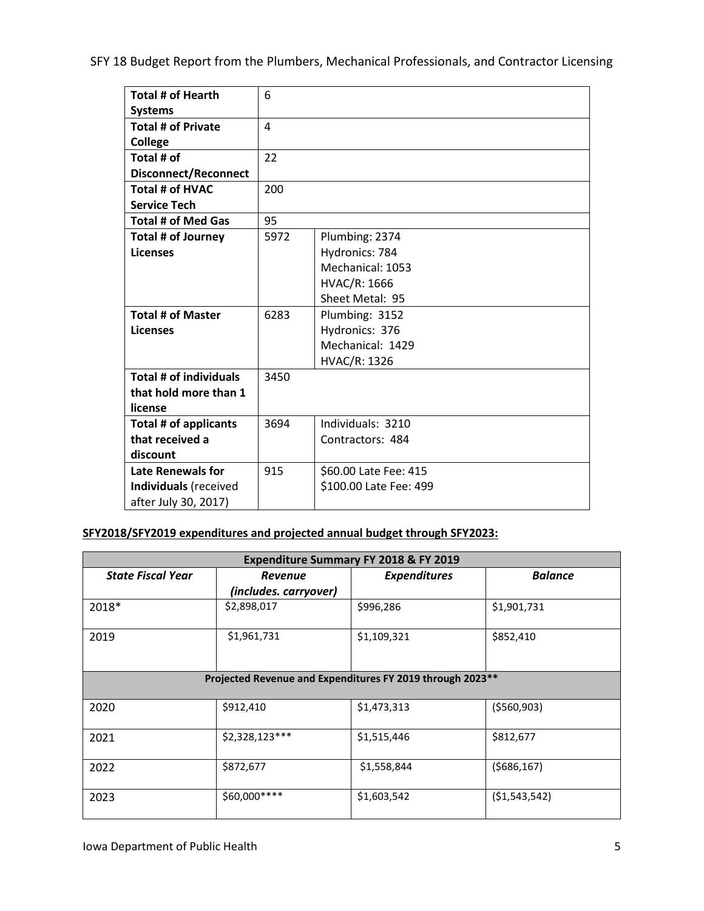| | | |
|---|---|---|
| **Total # of Hearth Systems** | 6 | |
| **Total # of Private College** | 4 | |
| **Total # of Disconnect/Reconnect** | 22 | |
| **Total # of HVAC Service Tech** | 200 | |
| **Total # of Med Gas** | 95 | |
| **Total # of Journey Licenses** | 5972 | Plumbing: 2374<br>Hydronics: 784<br>Mechanical: 1053<br>HVAC/R: 1666<br>Sheet Metal: 95 |
| **Total # of Master Licenses** | 6283 | Plumbing: 3152<br>Hydronics: 376<br>Mechanical: 1429<br>HVAC/R: 1326 |
| **Total # of individuals that hold more than 1 license** | 3450 | |
| **Total # of applicants that received a discount** | 3694 | Individuals: 3210<br>Contractors: 484 |
| **Late Renewals for Individuals** (received after July 30, 2017) | 915 | $60.00 Late Fee: 415<br>$100.00 Late Fee: 499 |

**SFY2018/SFY2019 expenditures and projected annual budget through SFY2023:**

| **Expenditure Summary FY 2018 & FY 2019** | | | |
|---|---|---|---|
| ***State Fiscal Year*** | ***Revenue (includes. carryover)*** | ***Expenditures*** | ***Balance*** |
| 2018* | $2,898,017 | $996,286 | $1,901,731 |
| 2019 | $1,961,731 | $1,109,321 | $852,410 |
| **Projected Revenue and Expenditures FY 2019 through 2023**** | | | |
| 2020 | $912,410 | $1,473,313 | ($560,903) |
| 2021 | $2,328,123*** | $1,515,446 | $812,677 |
| 2022 | $872,677 | $1,558,844 | ($686,167) |
| 2023 | $60,000**** | $1,603,542 | ($1,543,542) |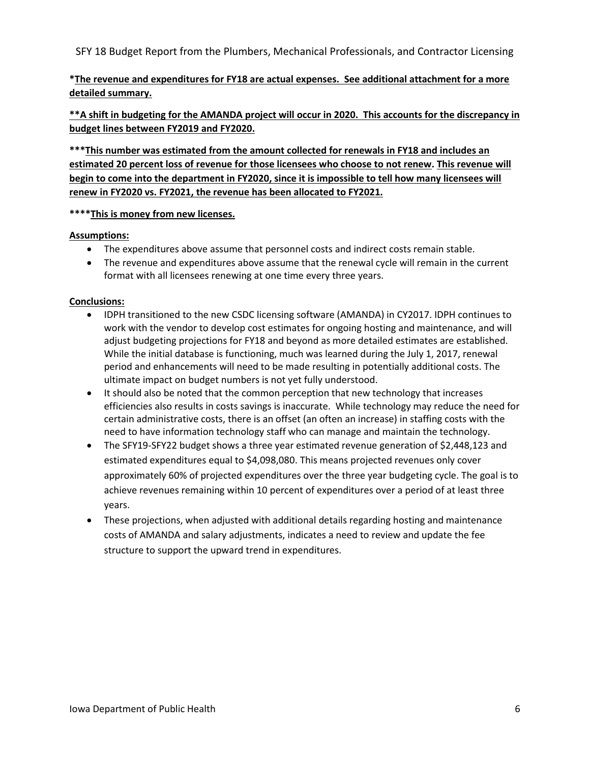***The revenue and expenditures for FY18 are actual expenses. See additional attachment for a more detailed summary.**

****A shift in budgeting for the AMANDA project will occur in 2020. This accounts for the discrepancy in budget lines between FY2019 and FY2020.**

*****This number was estimated from the amount collected for renewals in FY18 and includes an estimated 20 percent loss of revenue for those licensees who choose to not renew. This revenue will begin to come into the department in FY2020, since it is impossible to tell how many licensees will renew in FY2020 vs. FY2021, the revenue has been allocated to FY2021.**

******This is money from new licenses.**

**Assumptions:**

- The expenditures above assume that personnel costs and indirect costs remain stable.
- The revenue and expenditures above assume that the renewal cycle will remain in the current format with all licensees renewing at one time every three years.

**Conclusions:**

- IDPH transitioned to the new CSDC licensing software (AMANDA) in CY2017. IDPH continues to work with the vendor to develop cost estimates for ongoing hosting and maintenance, and will adjust budgeting projections for FY18 and beyond as more detailed estimates are established. While the initial database is functioning, much was learned during the July 1, 2017, renewal period and enhancements will need to be made resulting in potentially additional costs. The ultimate impact on budget numbers is not yet fully understood.
- It should also be noted that the common perception that new technology that increases efficiencies also results in costs savings is inaccurate. While technology may reduce the need for certain administrative costs, there is an offset (an often an increase) in staffing costs with the need to have information technology staff who can manage and maintain the technology.
- The SFY19-SFY22 budget shows a three year estimated revenue generation of $2,448,123 and estimated expenditures equal to $4,098,080. This means projected revenues only cover approximately 60% of projected expenditures over the three year budgeting cycle. The goal is to achieve revenues remaining within 10 percent of expenditures over a period of at least three years.
- These projections, when adjusted with additional details regarding hosting and maintenance costs of AMANDA and salary adjustments, indicates a need to review and update the fee structure to support the upward trend in expenditures.